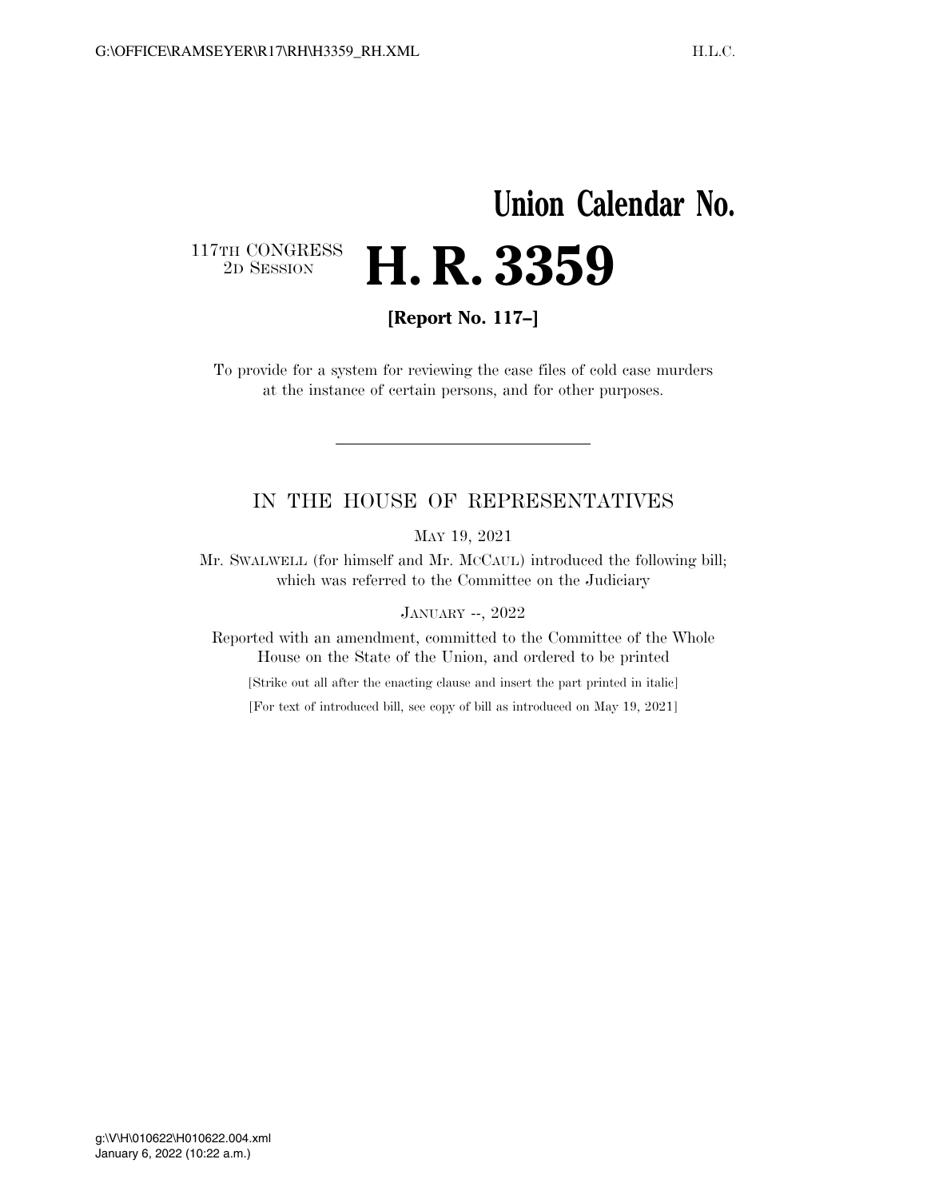# Union Calendar No.

117TH CONGRESS
2D SESSION

# H. R. 3359

**[Report No. 117–]**

To provide for a system for reviewing the case files of cold case murders at the instance of certain persons, and for other purposes.

---

IN THE HOUSE OF REPRESENTATIVES

MAY 19, 2021

Mr. SWALWELL (for himself and Mr. MCCAUL) introduced the following bill; which was referred to the Committee on the Judiciary

JANUARY --, 2022

Reported with an amendment, committed to the Committee of the Whole House on the State of the Union, and ordered to be printed

[Strike out all after the enacting clause and insert the part printed in italic]

[For text of introduced bill, see copy of bill as introduced on May 19, 2021]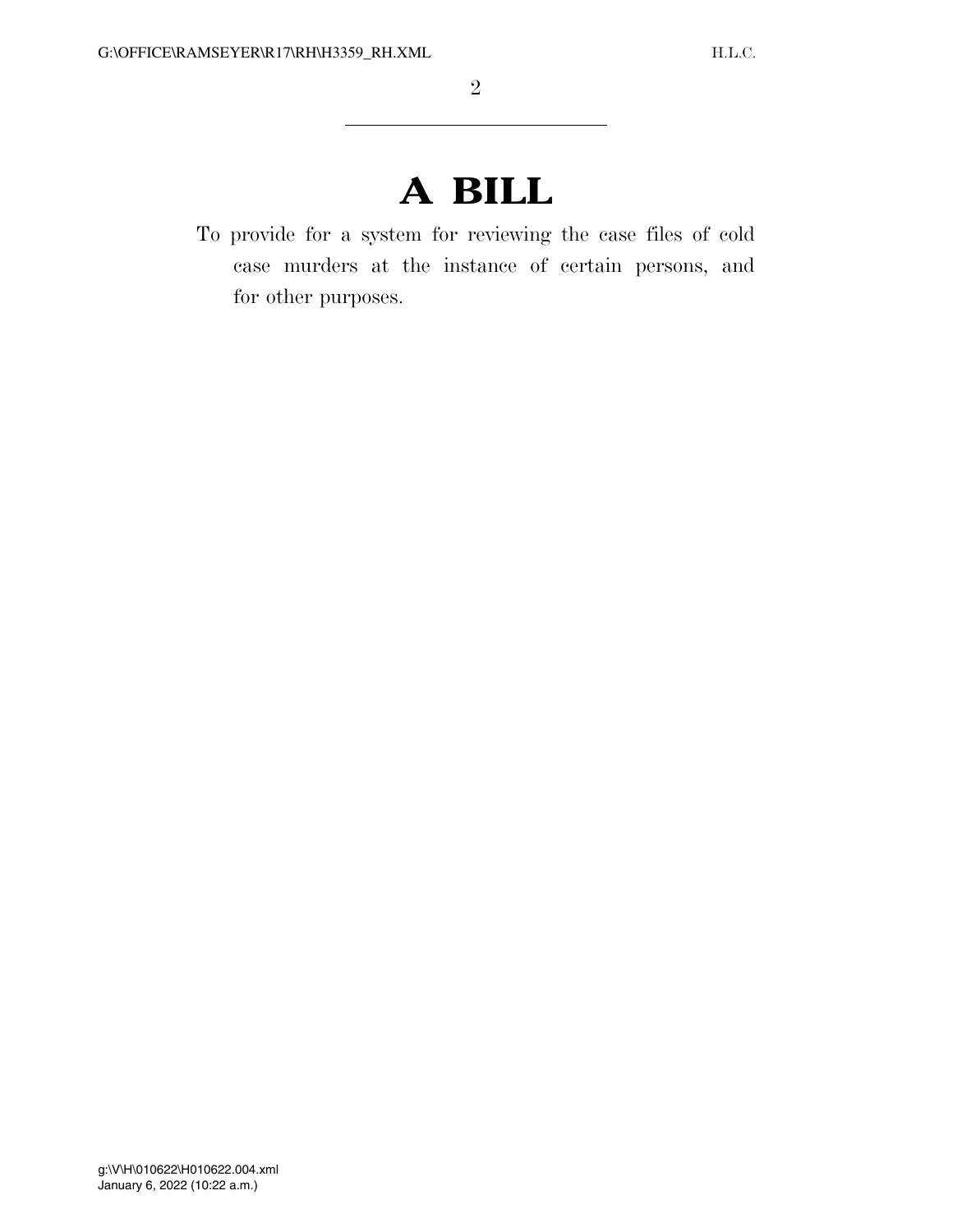# A BILL

To provide for a system for reviewing the case files of cold case murders at the instance of certain persons, and for other purposes.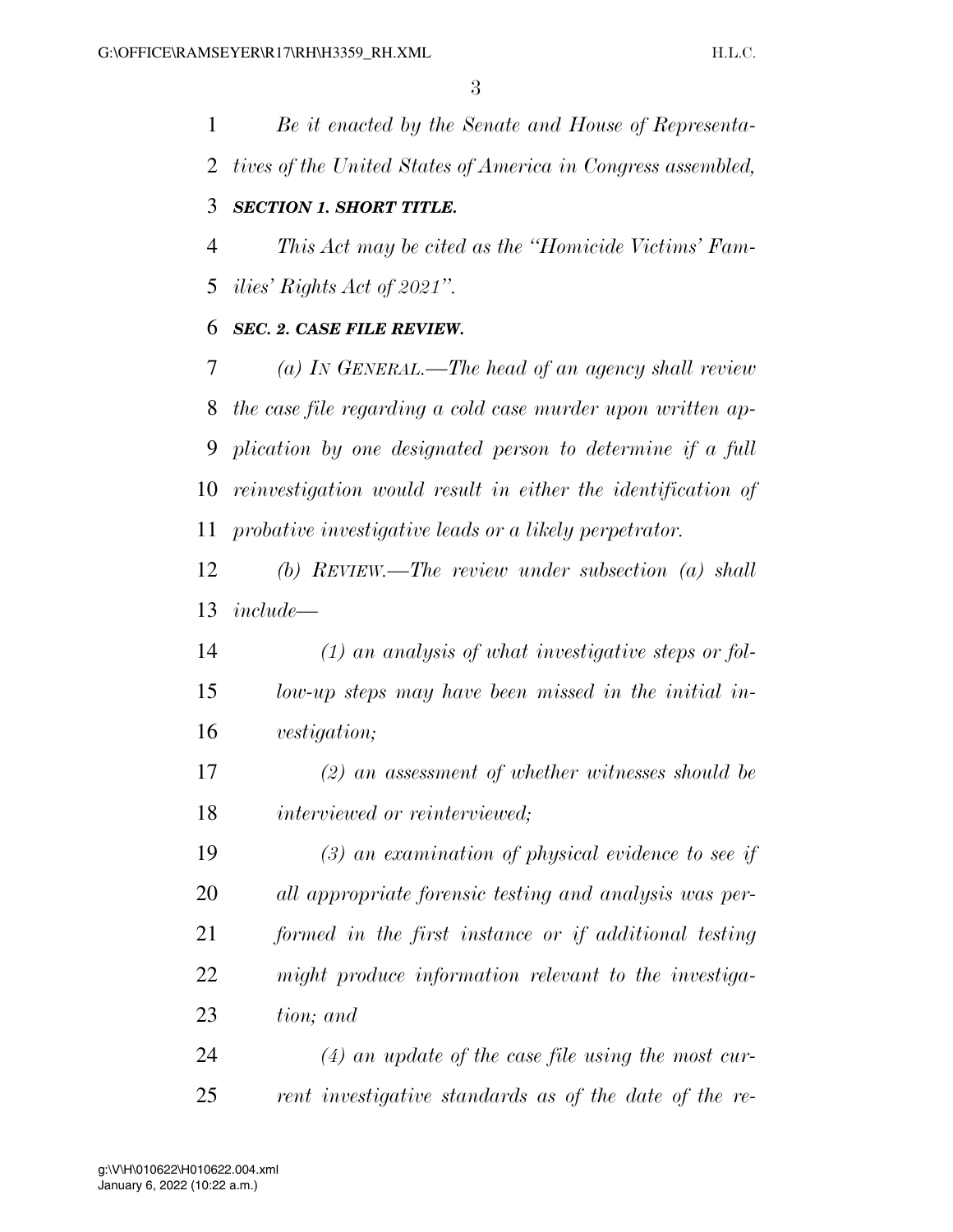*Be it enacted by the Senate and House of Representatives of the United States of America in Congress assembled,*

### *SECTION 1. SHORT TITLE.*

*This Act may be cited as the "Homicide Victims' Families' Rights Act of 2021".*

### *SEC. 2. CASE FILE REVIEW.*

*(a) IN GENERAL.—The head of an agency shall review the case file regarding a cold case murder upon written application by one designated person to determine if a full reinvestigation would result in either the identification of probative investigative leads or a likely perpetrator.*

*(b) REVIEW.—The review under subsection (a) shall include—*

*(1) an analysis of what investigative steps or follow-up steps may have been missed in the initial investigation;*

*(2) an assessment of whether witnesses should be interviewed or reinterviewed;*

*(3) an examination of physical evidence to see if all appropriate forensic testing and analysis was performed in the first instance or if additional testing might produce information relevant to the investigation; and*

*(4) an update of the case file using the most current investigative standards as of the date of the re-*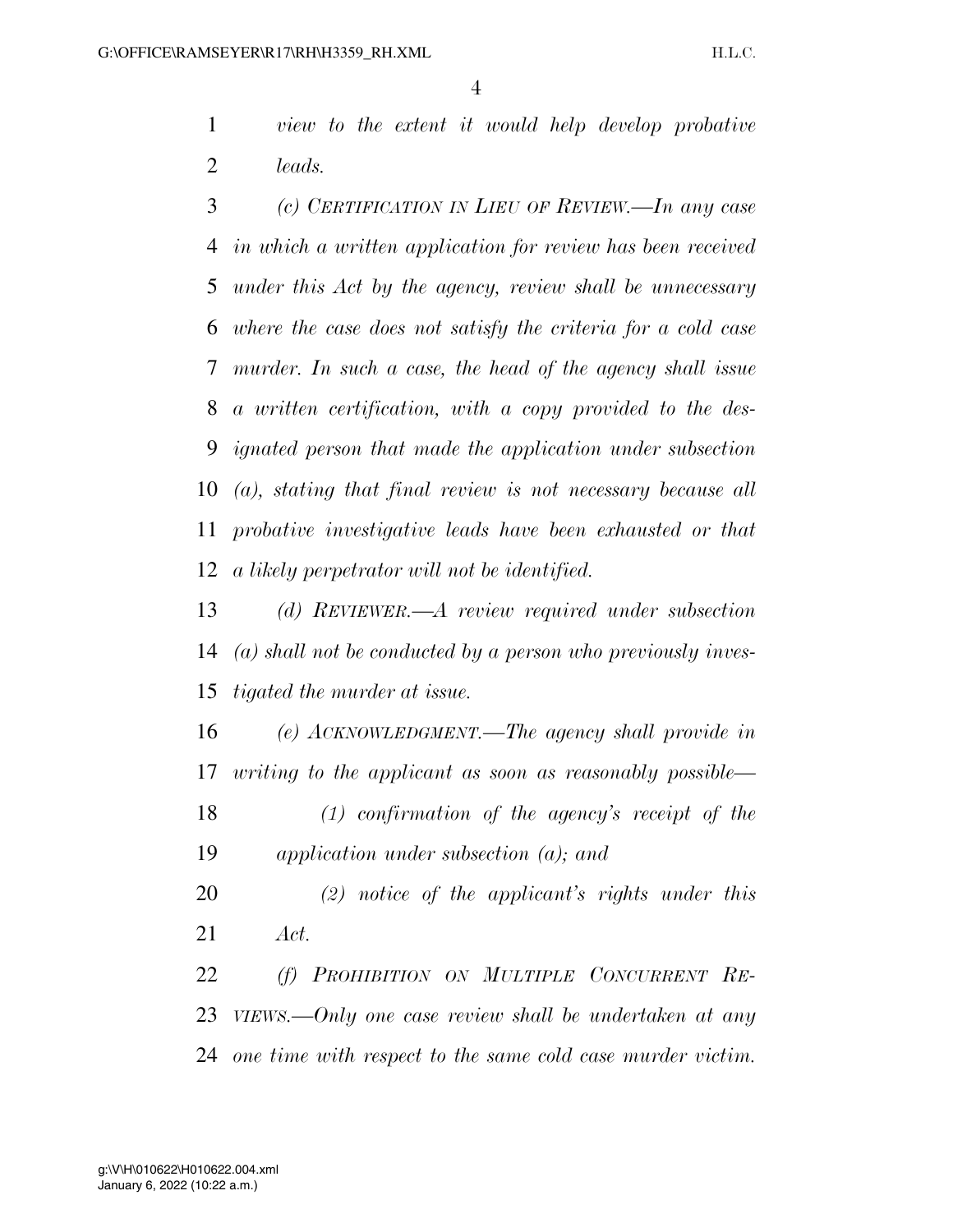*view to the extent it would help develop probative leads.*

*(c) CERTIFICATION IN LIEU OF REVIEW.—In any case in which a written application for review has been received under this Act by the agency, review shall be unnecessary where the case does not satisfy the criteria for a cold case murder. In such a case, the head of the agency shall issue a written certification, with a copy provided to the designated person that made the application under subsection (a), stating that final review is not necessary because all probative investigative leads have been exhausted or that a likely perpetrator will not be identified.*

*(d) REVIEWER.—A review required under subsection (a) shall not be conducted by a person who previously investigated the murder at issue.*

*(e) ACKNOWLEDGMENT.—The agency shall provide in writing to the applicant as soon as reasonably possible—*

*(1) confirmation of the agency's receipt of the application under subsection (a); and*

*(2) notice of the applicant's rights under this Act.*

*(f) PROHIBITION ON MULTIPLE CONCURRENT REVIEWS.—Only one case review shall be undertaken at any one time with respect to the same cold case murder victim.*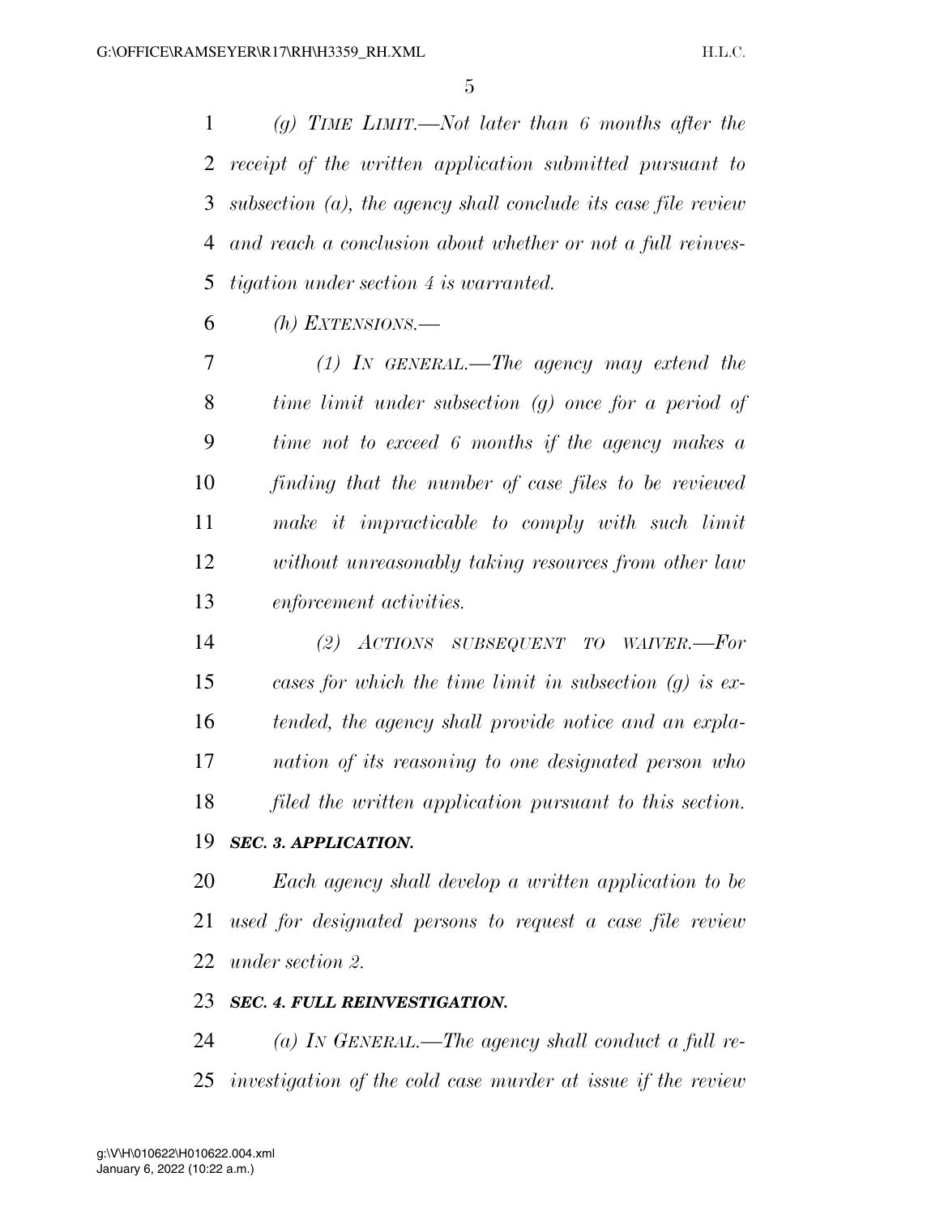*(g) TIME LIMIT.—Not later than 6 months after the receipt of the written application submitted pursuant to subsection (a), the agency shall conclude its case file review and reach a conclusion about whether or not a full reinvestigation under section 4 is warranted.*

*(h) EXTENSIONS.—*

*(1) IN GENERAL.—The agency may extend the time limit under subsection (g) once for a period of time not to exceed 6 months if the agency makes a finding that the number of case files to be reviewed make it impracticable to comply with such limit without unreasonably taking resources from other law enforcement activities.*

*(2) ACTIONS SUBSEQUENT TO WAIVER.—For cases for which the time limit in subsection (g) is extended, the agency shall provide notice and an explanation of its reasoning to one designated person who filed the written application pursuant to this section.*

***SEC. 3. APPLICATION.***

*Each agency shall develop a written application to be used for designated persons to request a case file review under section 2.*

***SEC. 4. FULL REINVESTIGATION.***

*(a) IN GENERAL.—The agency shall conduct a full reinvestigation of the cold case murder at issue if the review*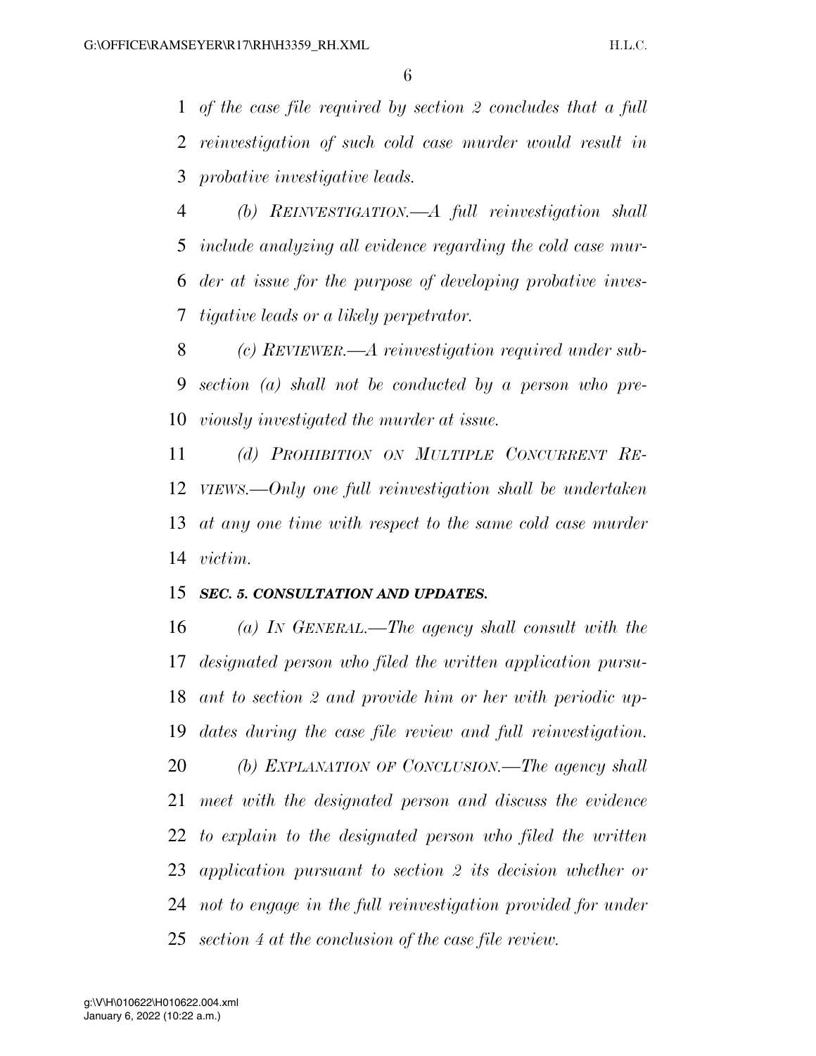*of the case file required by section 2 concludes that a full reinvestigation of such cold case murder would result in probative investigative leads.*

*(b) REINVESTIGATION.—A full reinvestigation shall include analyzing all evidence regarding the cold case murder at issue for the purpose of developing probative investigative leads or a likely perpetrator.*

*(c) REVIEWER.—A reinvestigation required under subsection (a) shall not be conducted by a person who previously investigated the murder at issue.*

*(d) PROHIBITION ON MULTIPLE CONCURRENT REVIEWS.—Only one full reinvestigation shall be undertaken at any one time with respect to the same cold case murder victim.*

### *SEC. 5. CONSULTATION AND UPDATES.*

*(a) IN GENERAL.—The agency shall consult with the designated person who filed the written application pursuant to section 2 and provide him or her with periodic updates during the case file review and full reinvestigation.*

*(b) EXPLANATION OF CONCLUSION.—The agency shall meet with the designated person and discuss the evidence to explain to the designated person who filed the written application pursuant to section 2 its decision whether or not to engage in the full reinvestigation provided for under section 4 at the conclusion of the case file review.*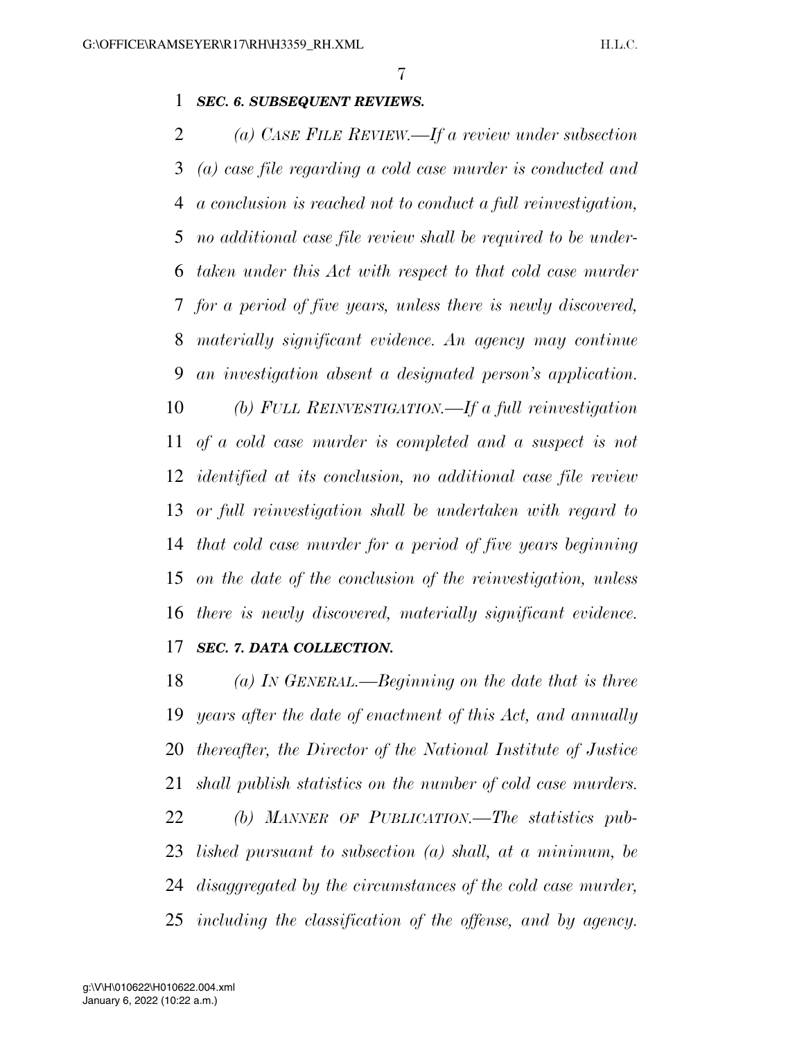***SEC. 6. SUBSEQUENT REVIEWS.***

*(a) CASE FILE REVIEW.—If a review under subsection (a) case file regarding a cold case murder is conducted and a conclusion is reached not to conduct a full reinvestigation, no additional case file review shall be required to be undertaken under this Act with respect to that cold case murder for a period of five years, unless there is newly discovered, materially significant evidence. An agency may continue an investigation absent a designated person's application.*

*(b) FULL REINVESTIGATION.—If a full reinvestigation of a cold case murder is completed and a suspect is not identified at its conclusion, no additional case file review or full reinvestigation shall be undertaken with regard to that cold case murder for a period of five years beginning on the date of the conclusion of the reinvestigation, unless there is newly discovered, materially significant evidence.*

***SEC. 7. DATA COLLECTION.***

*(a) IN GENERAL.—Beginning on the date that is three years after the date of enactment of this Act, and annually thereafter, the Director of the National Institute of Justice shall publish statistics on the number of cold case murders.*

*(b) MANNER OF PUBLICATION.—The statistics published pursuant to subsection (a) shall, at a minimum, be disaggregated by the circumstances of the cold case murder, including the classification of the offense, and by agency.*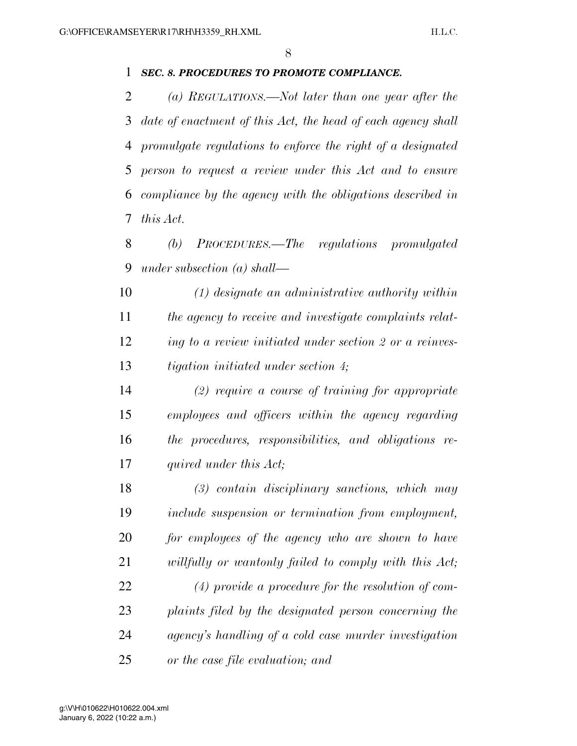***SEC. 8. PROCEDURES TO PROMOTE COMPLIANCE.***

*(a) REGULATIONS.—Not later than one year after the date of enactment of this Act, the head of each agency shall promulgate regulations to enforce the right of a designated person to request a review under this Act and to ensure compliance by the agency with the obligations described in this Act.*

*(b) PROCEDURES.—The regulations promulgated under subsection (a) shall—*

*(1) designate an administrative authority within the agency to receive and investigate complaints relating to a review initiated under section 2 or a reinvestigation initiated under section 4;*

*(2) require a course of training for appropriate employees and officers within the agency regarding the procedures, responsibilities, and obligations required under this Act;*

*(3) contain disciplinary sanctions, which may include suspension or termination from employment, for employees of the agency who are shown to have willfully or wantonly failed to comply with this Act;*

*(4) provide a procedure for the resolution of complaints filed by the designated person concerning the agency's handling of a cold case murder investigation or the case file evaluation; and*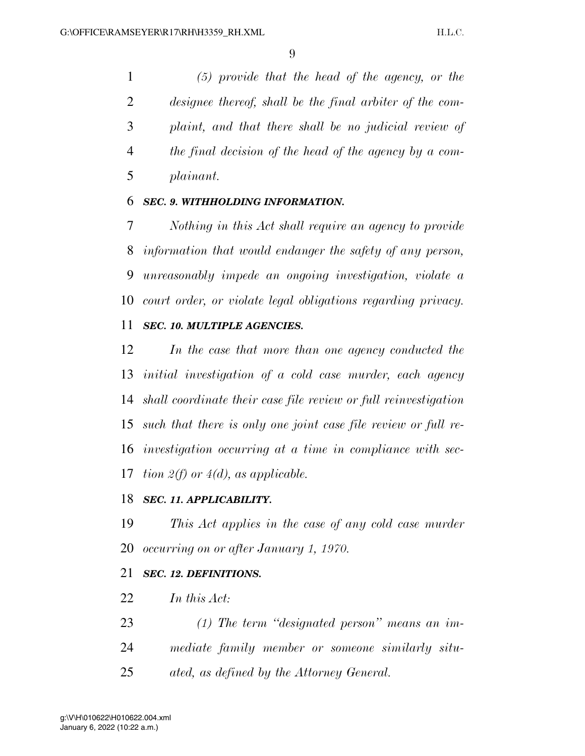*(5) provide that the head of the agency, or the designee thereof, shall be the final arbiter of the complaint, and that there shall be no judicial review of the final decision of the head of the agency by a complainant.*

***SEC. 9. WITHHOLDING INFORMATION.***

*Nothing in this Act shall require an agency to provide information that would endanger the safety of any person, unreasonably impede an ongoing investigation, violate a court order, or violate legal obligations regarding privacy.*

***SEC. 10. MULTIPLE AGENCIES.***

*In the case that more than one agency conducted the initial investigation of a cold case murder, each agency shall coordinate their case file review or full reinvestigation such that there is only one joint case file review or full reinvestigation occurring at a time in compliance with section 2(f) or 4(d), as applicable.*

***SEC. 11. APPLICABILITY.***

*This Act applies in the case of any cold case murder occurring on or after January 1, 1970.*

***SEC. 12. DEFINITIONS.***

*In this Act:*

*(1) The term "designated person" means an immediate family member or someone similarly situated, as defined by the Attorney General.*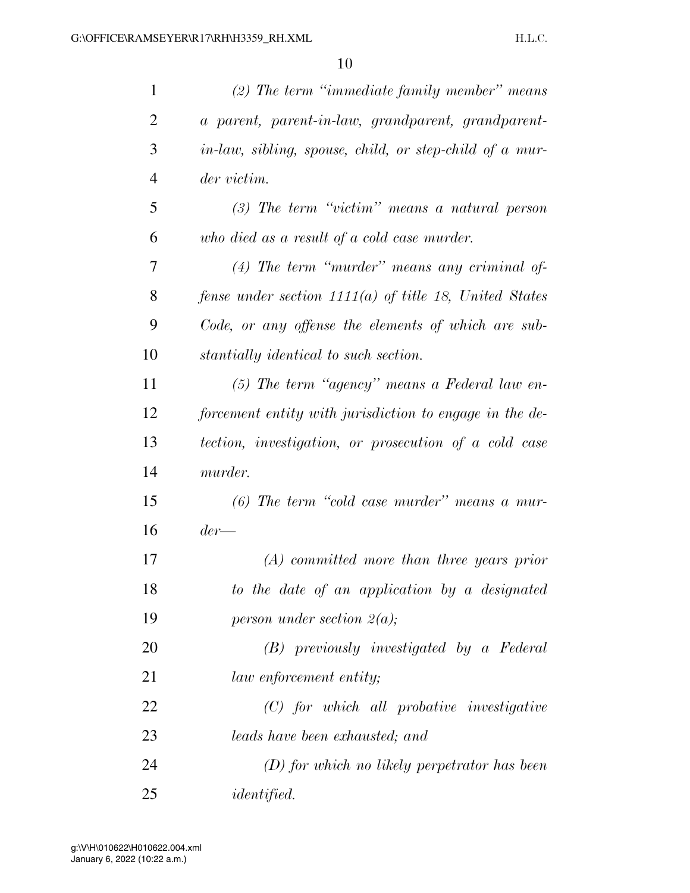*(2) The term "immediate family member" means a parent, parent-in-law, grandparent, grandparent-in-law, sibling, spouse, child, or step-child of a murder victim.*

*(3) The term "victim" means a natural person who died as a result of a cold case murder.*

*(4) The term "murder" means any criminal offense under section 1111(a) of title 18, United States Code, or any offense the elements of which are substantially identical to such section.*

*(5) The term "agency" means a Federal law enforcement entity with jurisdiction to engage in the detection, investigation, or prosecution of a cold case murder.*

*(6) The term "cold case murder" means a murder—*

*(A) committed more than three years prior to the date of an application by a designated person under section 2(a);*

*(B) previously investigated by a Federal law enforcement entity;*

*(C) for which all probative investigative leads have been exhausted; and*

*(D) for which no likely perpetrator has been identified.*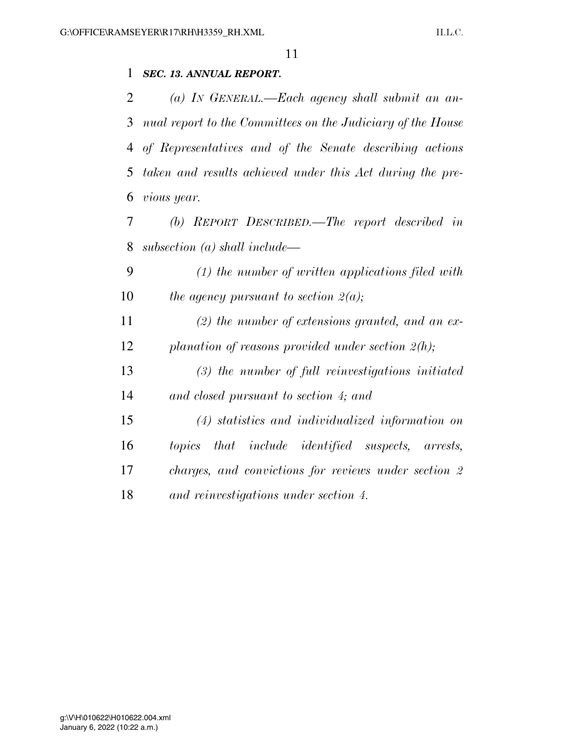***SEC. 13. ANNUAL REPORT.***

*(a) IN GENERAL.—Each agency shall submit an annual report to the Committees on the Judiciary of the House of Representatives and of the Senate describing actions taken and results achieved under this Act during the previous year.*

*(b) REPORT DESCRIBED.—The report described in subsection (a) shall include—*

*(1) the number of written applications filed with the agency pursuant to section 2(a);*

*(2) the number of extensions granted, and an explanation of reasons provided under section 2(h);*

*(3) the number of full reinvestigations initiated and closed pursuant to section 4; and*

*(4) statistics and individualized information on topics that include identified suspects, arrests, charges, and convictions for reviews under section 2 and reinvestigations under section 4.*